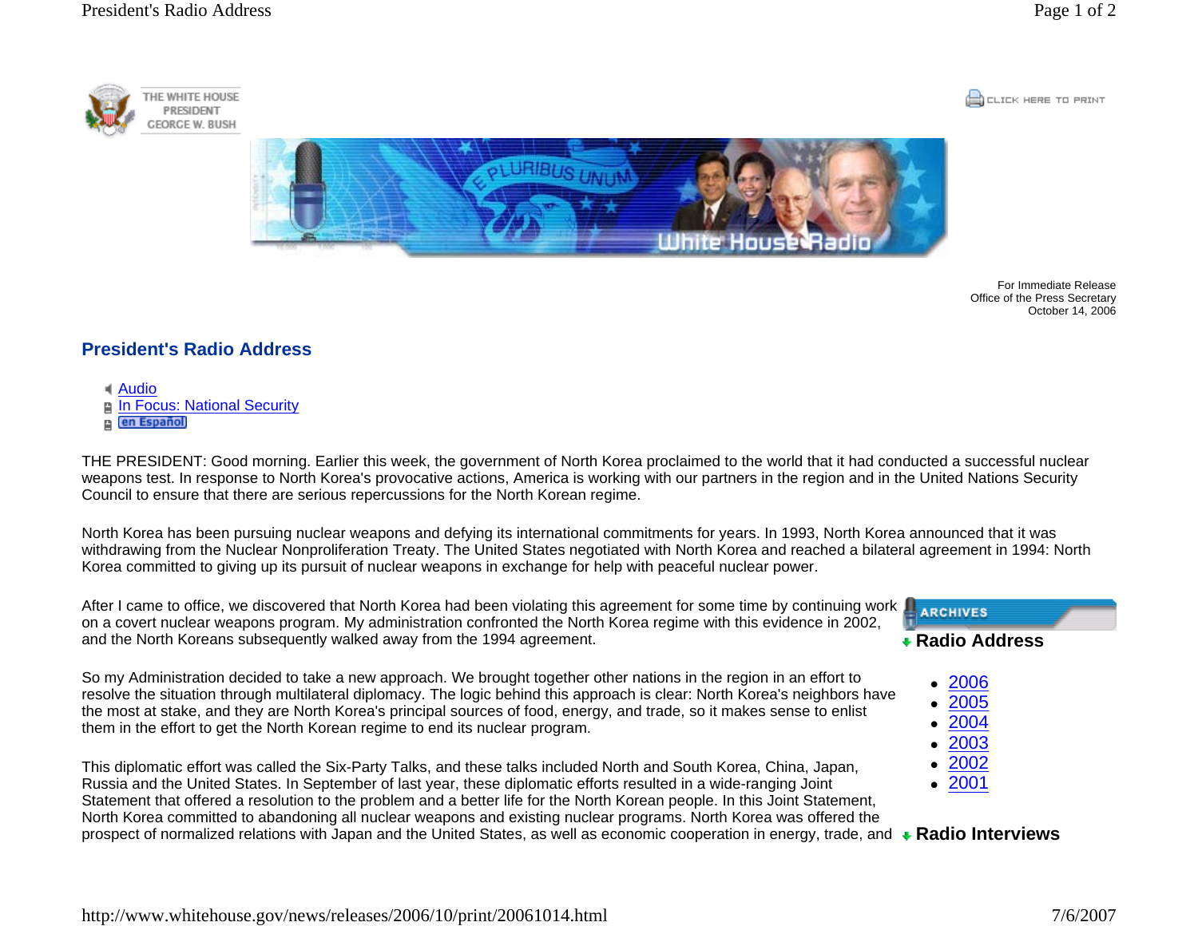THE WHITE HOUSE
PRESIDENT
GEORGE W. BUSH

CLICK HERE TO PRINT

For Immediate Release
Office of the Press Secretary
October 14, 2006

## President's Radio Address

- Audio
- In Focus: National Security
- en Español

THE PRESIDENT: Good morning. Earlier this week, the government of North Korea proclaimed to the world that it had conducted a successful nuclear weapons test. In response to North Korea's provocative actions, America is working with our partners in the region and in the United Nations Security Council to ensure that there are serious repercussions for the North Korean regime.

North Korea has been pursuing nuclear weapons and defying its international commitments for years. In 1993, North Korea announced that it was withdrawing from the Nuclear Nonproliferation Treaty. The United States negotiated with North Korea and reached a bilateral agreement in 1994: North Korea committed to giving up its pursuit of nuclear weapons in exchange for help with peaceful nuclear power.

After I came to office, we discovered that North Korea had been violating this agreement for some time by continuing work on a covert nuclear weapons program. My administration confronted the North Korea regime with this evidence in 2002, and the North Koreans subsequently walked away from the 1994 agreement.

So my Administration decided to take a new approach. We brought together other nations in the region in an effort to resolve the situation through multilateral diplomacy. The logic behind this approach is clear: North Korea's neighbors have the most at stake, and they are North Korea's principal sources of food, energy, and trade, so it makes sense to enlist them in the effort to get the North Korean regime to end its nuclear program.

This diplomatic effort was called the Six-Party Talks, and these talks included North and South Korea, China, Japan, Russia and the United States. In September of last year, these diplomatic efforts resulted in a wide-ranging Joint Statement that offered a resolution to the problem and a better life for the North Korean people. In this Joint Statement, North Korea committed to abandoning all nuclear weapons and existing nuclear programs. North Korea was offered the prospect of normalized relations with Japan and the United States, as well as economic cooperation in energy, trade, and

ARCHIVES

**Radio Address**

- 2006
- 2005
- 2004
- 2003
- 2002
- 2001

**Radio Interviews**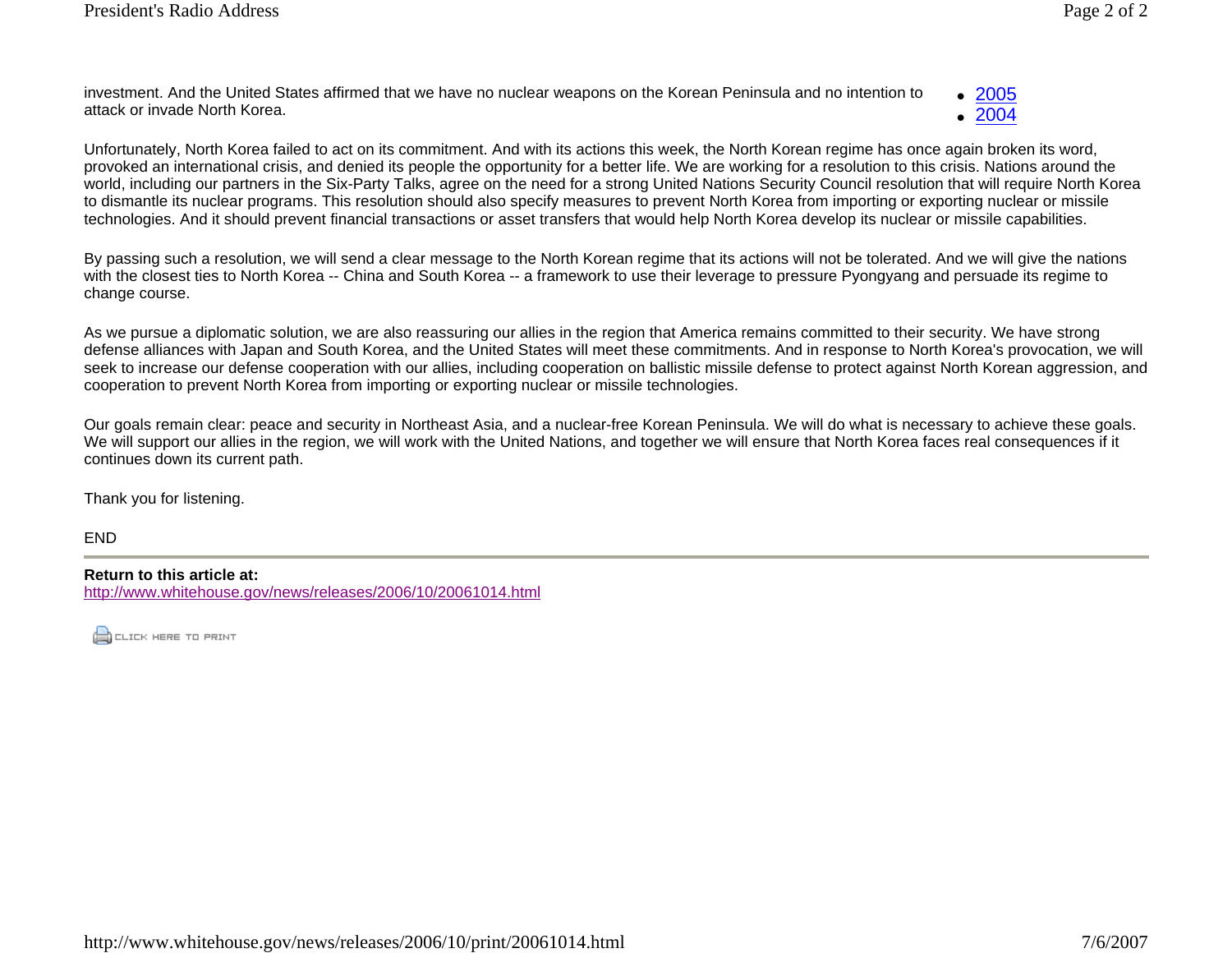investment. And the United States affirmed that we have no nuclear weapons on the Korean Peninsula and no intention to attack or invade North Korea.

- 2005
- 2004

Unfortunately, North Korea failed to act on its commitment. And with its actions this week, the North Korean regime has once again broken its word, provoked an international crisis, and denied its people the opportunity for a better life. We are working for a resolution to this crisis. Nations around the world, including our partners in the Six-Party Talks, agree on the need for a strong United Nations Security Council resolution that will require North Korea to dismantle its nuclear programs. This resolution should also specify measures to prevent North Korea from importing or exporting nuclear or missile technologies. And it should prevent financial transactions or asset transfers that would help North Korea develop its nuclear or missile capabilities.

By passing such a resolution, we will send a clear message to the North Korean regime that its actions will not be tolerated. And we will give the nations with the closest ties to North Korea -- China and South Korea -- a framework to use their leverage to pressure Pyongyang and persuade its regime to change course.

As we pursue a diplomatic solution, we are also reassuring our allies in the region that America remains committed to their security. We have strong defense alliances with Japan and South Korea, and the United States will meet these commitments. And in response to North Korea's provocation, we will seek to increase our defense cooperation with our allies, including cooperation on ballistic missile defense to protect against North Korean aggression, and cooperation to prevent North Korea from importing or exporting nuclear or missile technologies.

Our goals remain clear: peace and security in Northeast Asia, and a nuclear-free Korean Peninsula. We will do what is necessary to achieve these goals. We will support our allies in the region, we will work with the United Nations, and together we will ensure that North Korea faces real consequences if it continues down its current path.

Thank you for listening.

END

---

**Return to this article at:**
http://www.whitehouse.gov/news/releases/2006/10/20061014.html

CLICK HERE TO PRINT